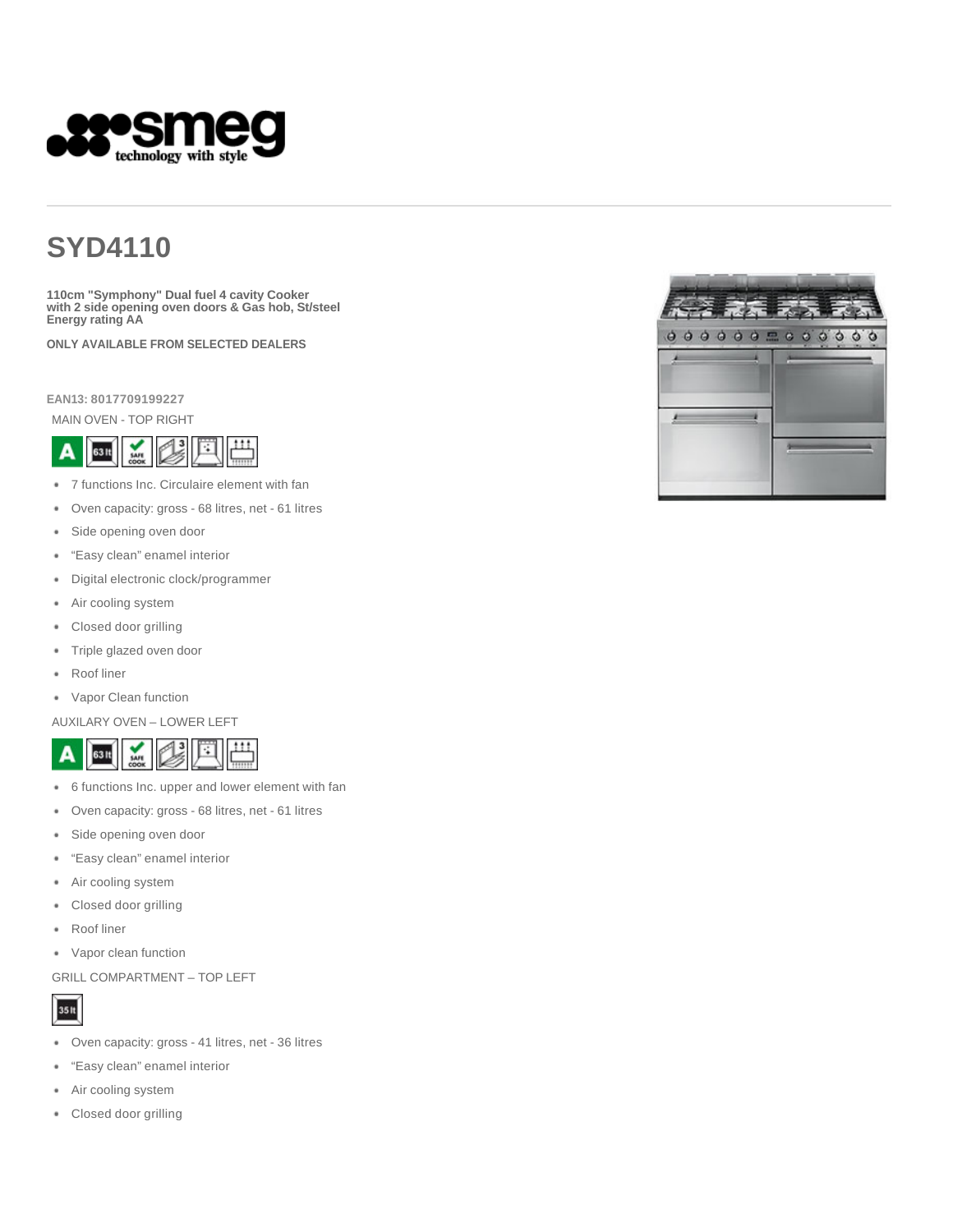# SYD4110

**110cm "Symphony" Dual fuel 4 cavity Cooker with 2 side opening oven doors & Gas hob, St/steel Energy rating AA**

**ONLY AVAILABLE FROM SELECTED DEALERS**

**EAN13: 8017709199227**

MAIN OVEN - TOP RIGHT

- 7 functions Inc. Circulaire element with fan
- Oven capacity: gross - 68 litres, net - 61 litres
- Side opening oven door
- "Easy clean" enamel interior
- Digital electronic clock/programmer
- Air cooling system
- Closed door grilling
- Triple glazed oven door
- Roof liner
- Vapor Clean function

AUXILARY OVEN – LOWER LEFT

- 6 functions Inc. upper and lower element with fan
- Oven capacity: gross - 68 litres, net - 61 litres
- Side opening oven door
- "Easy clean" enamel interior
- Air cooling system
- Closed door grilling
- Roof liner
- Vapor clean function

GRILL COMPARTMENT – TOP LEFT

- Oven capacity: gross - 41 litres, net - 36 litres
- "Easy clean" enamel interior
- Air cooling system
- Closed door grilling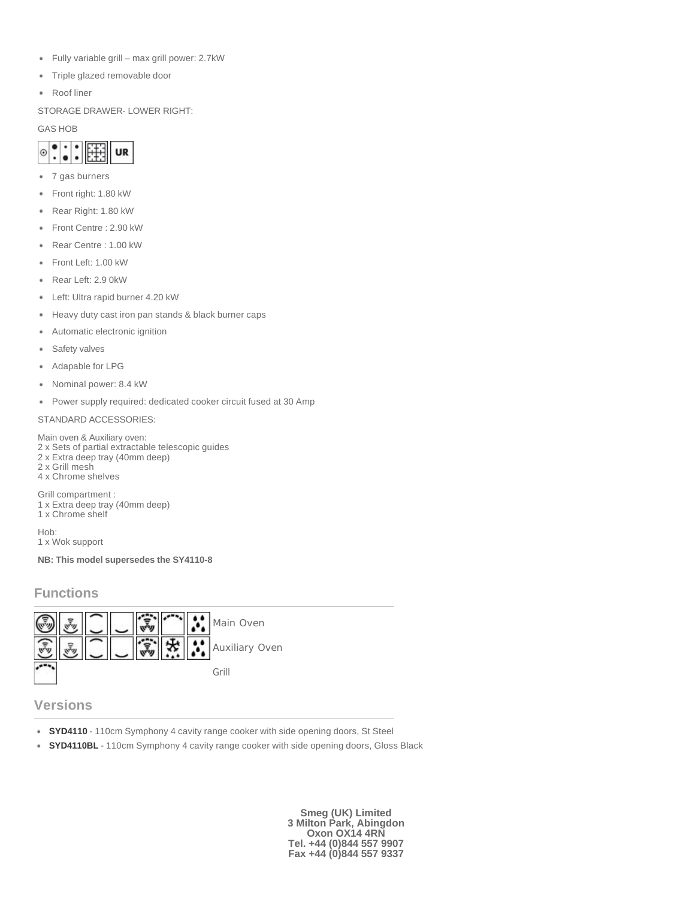- Fully variable grill – max grill power: 2.7kW
- Triple glazed removable door
- Roof liner

STORAGE DRAWER- LOWER RIGHT:

GAS HOB

UR

- 7 gas burners
- Front right: 1.80 kW
- Rear Right: 1.80 kW
- Front Centre : 2.90 kW
- Rear Centre : 1.00 kW
- Front Left: 1.00 kW
- Rear Left: 2.9 0kW
- Left: Ultra rapid burner 4.20 kW
- Heavy duty cast iron pan stands & black burner caps
- Automatic electronic ignition
- Safety valves
- Adapable for LPG
- Nominal power: 8.4 kW
- Power supply required: dedicated cooker circuit fused at 30 Amp

STANDARD ACCESSORIES:

Main oven & Auxiliary oven:
2 x Sets of partial extractable telescopic guides
2 x Extra deep tray (40mm deep)
2 x Grill mesh
4 x Chrome shelves

Grill compartment :
1 x Extra deep tray (40mm deep)
1 x Chrome shelf

Hob:
1 x Wok support

**NB: This model supersedes the SY4110-8**

## Functions

Main Oven

Auxiliary Oven

Grill

## Versions

- **SYD4110** - 110cm Symphony 4 cavity range cooker with side opening doors, St Steel
- **SYD4110BL** - 110cm Symphony 4 cavity range cooker with side opening doors, Gloss Black

**Smeg (UK) Limited**
**3 Milton Park, Abingdon**
**Oxon OX14 4RN**
**Tel. +44 (0)844 557 9907**
**Fax +44 (0)844 557 9337**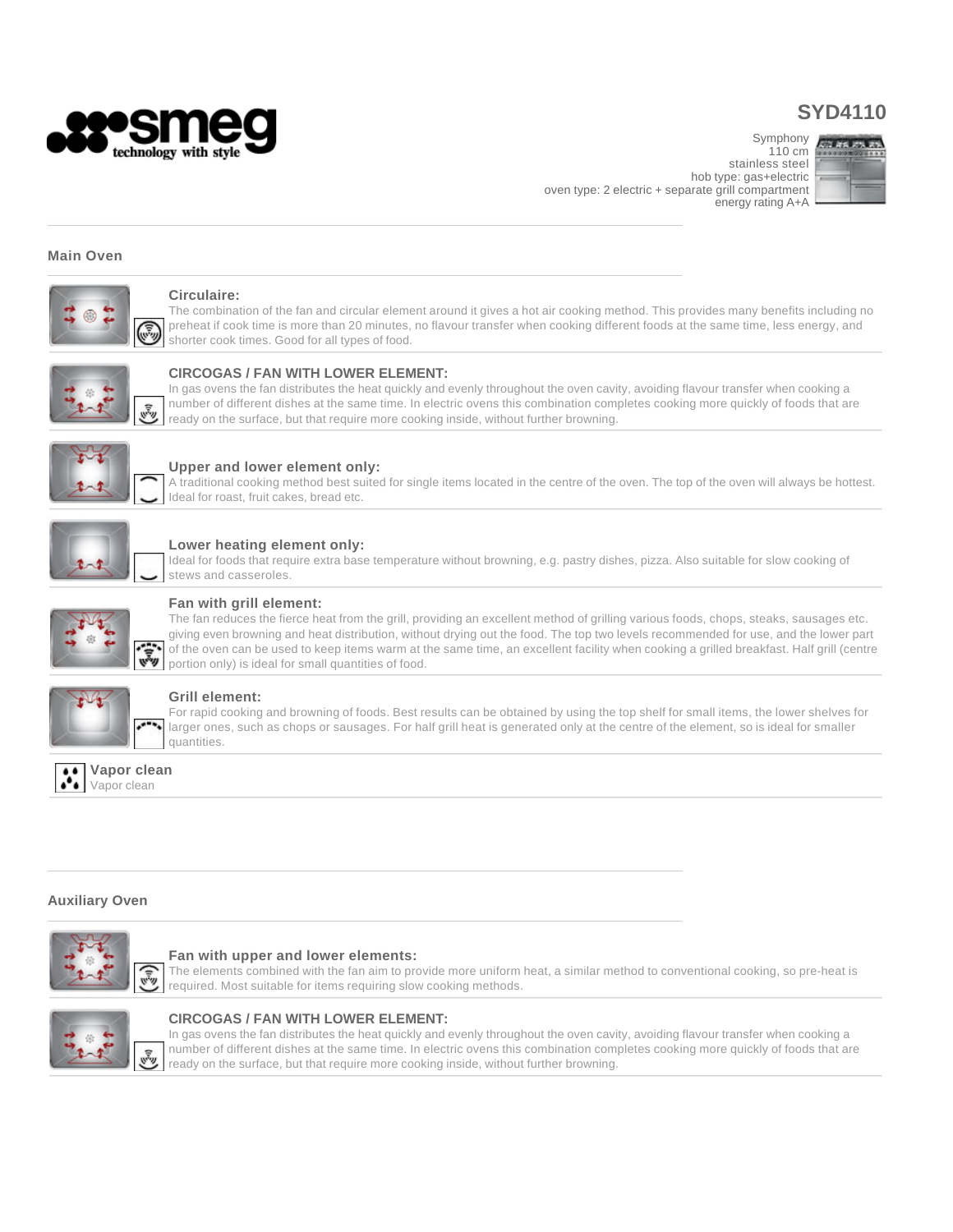# SYD4110

Symphony
110 cm
stainless steel
hob type: gas+electric
oven type: 2 electric + separate grill compartment
energy rating A+A

## Main Oven

### Circulaire:

The combination of the fan and circular element around it gives a hot air cooking method. This provides many benefits including no preheat if cook time is more than 20 minutes, no flavour transfer when cooking different foods at the same time, less energy, and shorter cook times. Good for all types of food.

### CIRCOGAS / FAN WITH LOWER ELEMENT:

In gas ovens the fan distributes the heat quickly and evenly throughout the oven cavity, avoiding flavour transfer when cooking a number of different dishes at the same time. In electric ovens this combination completes cooking more quickly of foods that are ready on the surface, but that require more cooking inside, without further browning.

### Upper and lower element only:

A traditional cooking method best suited for single items located in the centre of the oven. The top of the oven will always be hottest. Ideal for roast, fruit cakes, bread etc.

### Lower heating element only:

Ideal for foods that require extra base temperature without browning, e.g. pastry dishes, pizza. Also suitable for slow cooking of stews and casseroles.

### Fan with grill element:

The fan reduces the fierce heat from the grill, providing an excellent method of grilling various foods, chops, steaks, sausages etc. giving even browning and heat distribution, without drying out the food. The top two levels recommended for use, and the lower part of the oven can be used to keep items warm at the same time, an excellent facility when cooking a grilled breakfast. Half grill (centre portion only) is ideal for small quantities of food.

### Grill element:

For rapid cooking and browning of foods. Best results can be obtained by using the top shelf for small items, the lower shelves for larger ones, such as chops or sausages. For half grill heat is generated only at the centre of the element, so is ideal for smaller quantities.

### Vapor clean

Vapor clean

## Auxiliary Oven

### Fan with upper and lower elements:

The elements combined with the fan aim to provide more uniform heat, a similar method to conventional cooking, so pre-heat is required. Most suitable for items requiring slow cooking methods.

### CIRCOGAS / FAN WITH LOWER ELEMENT:

In gas ovens the fan distributes the heat quickly and evenly throughout the oven cavity, avoiding flavour transfer when cooking a number of different dishes at the same time. In electric ovens this combination completes cooking more quickly of foods that are ready on the surface, but that require more cooking inside, without further browning.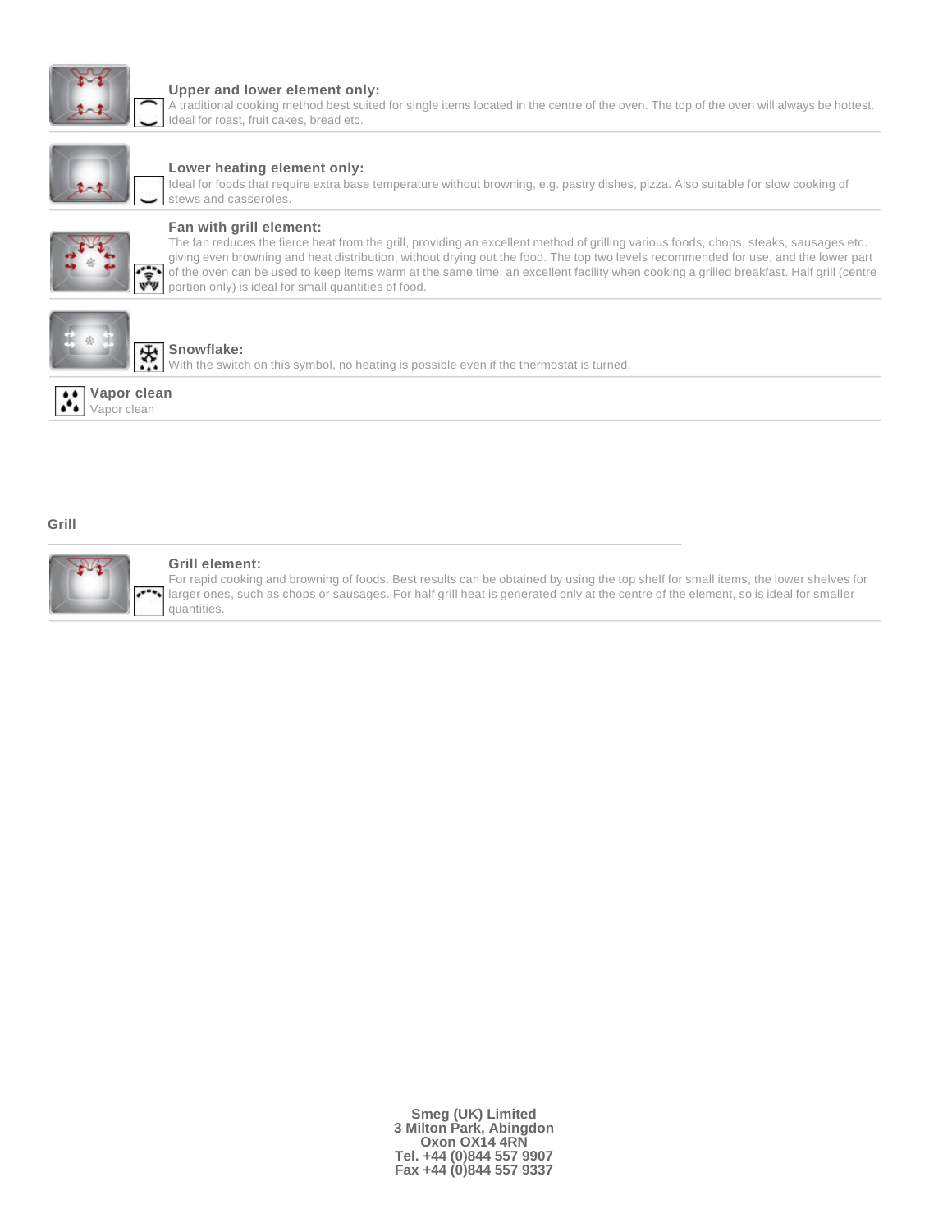**Upper and lower element only:**
A traditional cooking method best suited for single items located in the centre of the oven. The top of the oven will always be hottest. Ideal for roast, fruit cakes, bread etc.

**Lower heating element only:**
Ideal for foods that require extra base temperature without browning, e.g. pastry dishes, pizza. Also suitable for slow cooking of stews and casseroles.

**Fan with grill element:**
The fan reduces the fierce heat from the grill, providing an excellent method of grilling various foods, chops, steaks, sausages etc. giving even browning and heat distribution, without drying out the food. The top two levels recommended for use, and the lower part of the oven can be used to keep items warm at the same time, an excellent facility when cooking a grilled breakfast. Half grill (centre portion only) is ideal for small quantities of food.

**Snowflake:**
With the switch on this symbol, no heating is possible even if the thermostat is turned.

**Vapor clean**
Vapor clean

## Grill

**Grill element:**
For rapid cooking and browning of foods. Best results can be obtained by using the top shelf for small items, the lower shelves for larger ones, such as chops or sausages. For half grill heat is generated only at the centre of the element, so is ideal for smaller quantities.

**Smeg (UK) Limited**
**3 Milton Park, Abingdon**
**Oxon OX14 4RN**
**Tel. +44 (0)844 557 9907**
**Fax +44 (0)844 557 9337**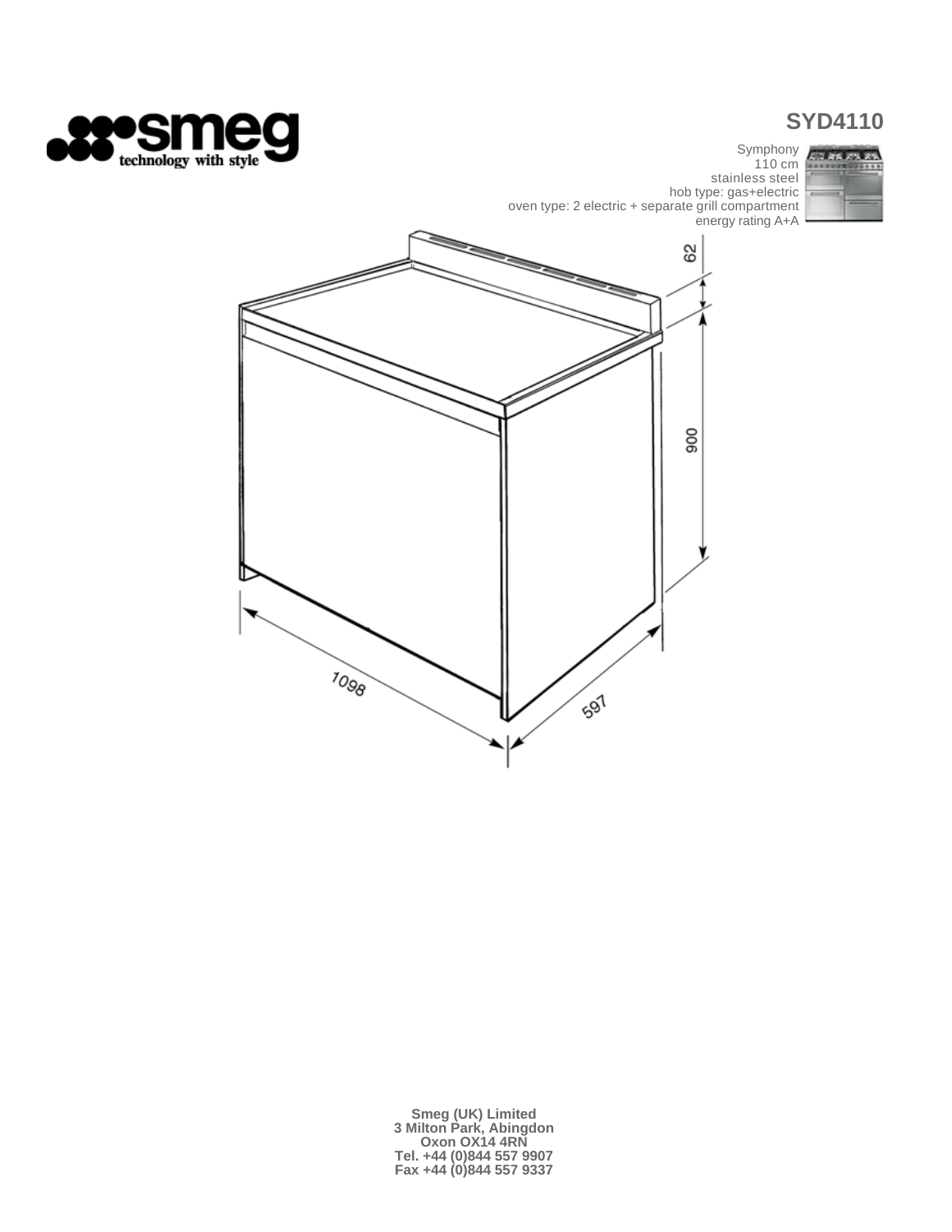# SYD4110

Symphony
110 cm
stainless steel
hob type: gas+electric
oven type: 2 electric + separate grill compartment
energy rating A+A

62
900
1098
597

**Smeg (UK) Limited**
**3 Milton Park, Abingdon**
**Oxon OX14 4RN**
**Tel. +44 (0)844 557 9907**
**Fax +44 (0)844 557 9337**